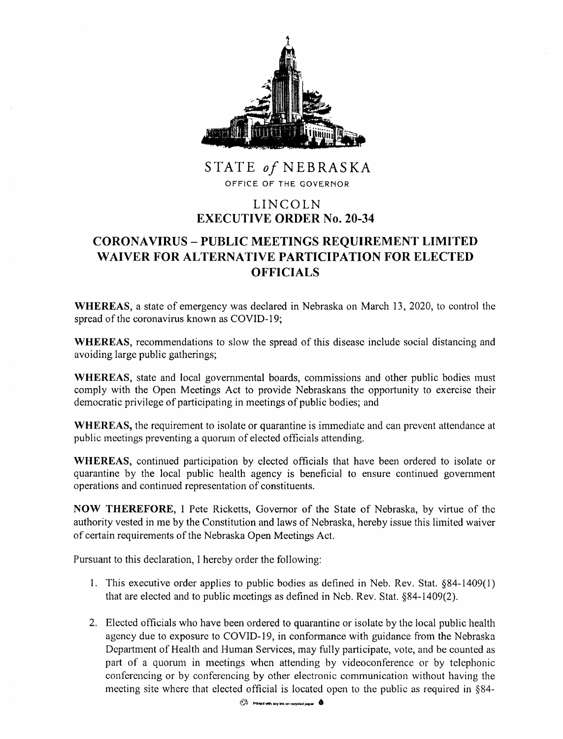STATE *of* NEBRASKA

OFFICE OF THE GOVERNOR

LINCOLN

# EXECUTIVE ORDER No. 20-34

## CORONAVIRUS – PUBLIC MEETINGS REQUIREMENT LIMITED WAIVER FOR ALTERNATIVE PARTICIPATION FOR ELECTED OFFICIALS

**WHEREAS**, a state of emergency was declared in Nebraska on March 13, 2020, to control the spread of the coronavirus known as COVID-19;

**WHEREAS**, recommendations to slow the spread of this disease include social distancing and avoiding large public gatherings;

**WHEREAS**, state and local governmental boards, commissions and other public bodies must comply with the Open Meetings Act to provide Nebraskans the opportunity to exercise their democratic privilege of participating in meetings of public bodies; and

**WHEREAS,** the requirement to isolate or quarantine is immediate and can prevent attendance at public meetings preventing a quorum of elected officials attending.

**WHEREAS,** continued participation by elected officials that have been ordered to isolate or quarantine by the local public health agency is beneficial to ensure continued government operations and continued representation of constituents.

**NOW THEREFORE,** I Pete Ricketts, Governor of the State of Nebraska, by virtue of the authority vested in me by the Constitution and laws of Nebraska, hereby issue this limited waiver of certain requirements of the Nebraska Open Meetings Act.

Pursuant to this declaration, I hereby order the following:

1. This executive order applies to public bodies as defined in Neb. Rev. Stat. §84-1409(1) that are elected and to public meetings as defined in Neb. Rev. Stat. §84-1409(2).
2. Elected officials who have been ordered to quarantine or isolate by the local public health agency due to exposure to COVID-19, in conformance with guidance from the Nebraska Department of Health and Human Services, may fully participate, vote, and be counted as part of a quorum in meetings when attending by videoconference or by telephonic conferencing or by conferencing by other electronic communication without having the meeting site where that elected official is located open to the public as required in §84-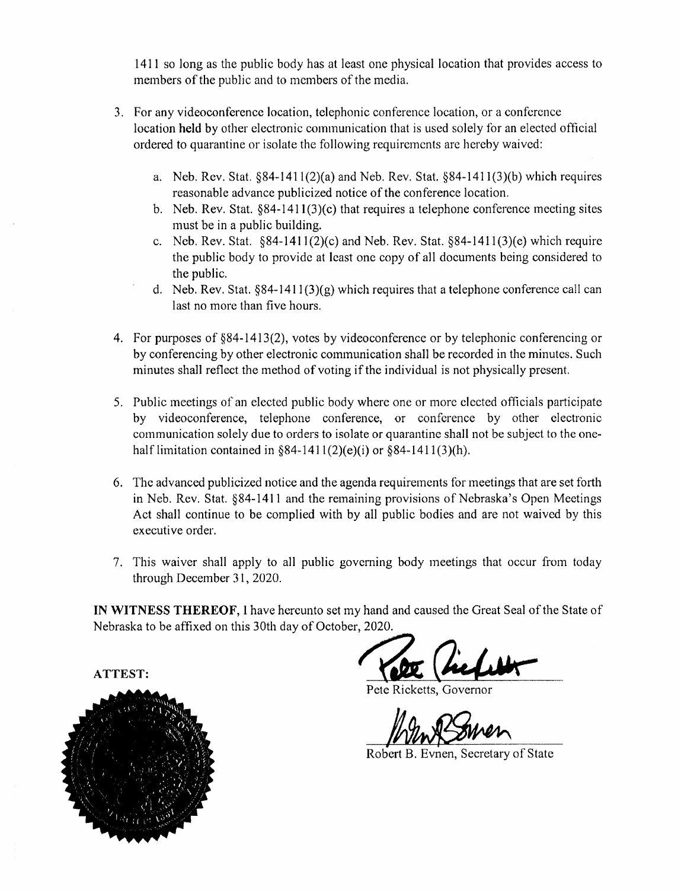1411 so long as the public body has at least one physical location that provides access to members of the public and to members of the media.

3. For any videoconference location, telephonic conference location, or a conference location held by other electronic communication that is used solely for an elected official ordered to quarantine or isolate the following requirements are hereby waived:

   a. Neb. Rev. Stat. §84-1411(2)(a) and Neb. Rev. Stat. §84-1411(3)(b) which requires reasonable advance publicized notice of the conference location.
   b. Neb. Rev. Stat. §84-1411(3)(c) that requires a telephone conference meeting sites must be in a public building.
   c. Neb. Rev. Stat. §84-1411(2)(c) and Neb. Rev. Stat. §84-1411(3)(e) which require the public body to provide at least one copy of all documents being considered to the public.
   d. Neb. Rev. Stat. §84-1411(3)(g) which requires that a telephone conference call can last no more than five hours.

4. For purposes of §84-1413(2), votes by videoconference or by telephonic conferencing or by conferencing by other electronic communication shall be recorded in the minutes. Such minutes shall reflect the method of voting if the individual is not physically present.

5. Public meetings of an elected public body where one or more elected officials participate by videoconference, telephone conference, or conference by other electronic communication solely due to orders to isolate or quarantine shall not be subject to the one-half limitation contained in §84-1411(2)(e)(i) or §84-1411(3)(h).

6. The advanced publicized notice and the agenda requirements for meetings that are set forth in Neb. Rev. Stat. §84-1411 and the remaining provisions of Nebraska's Open Meetings Act shall continue to be complied with by all public bodies and are not waived by this executive order.

7. This waiver shall apply to all public governing body meetings that occur from today through December 31, 2020.

**IN WITNESS THEREOF,** I have hereunto set my hand and caused the Great Seal of the State of Nebraska to be affixed on this 30th day of October, 2020.

**ATTEST:**

Pete Ricketts, Governor

Robert B. Evnen, Secretary of State